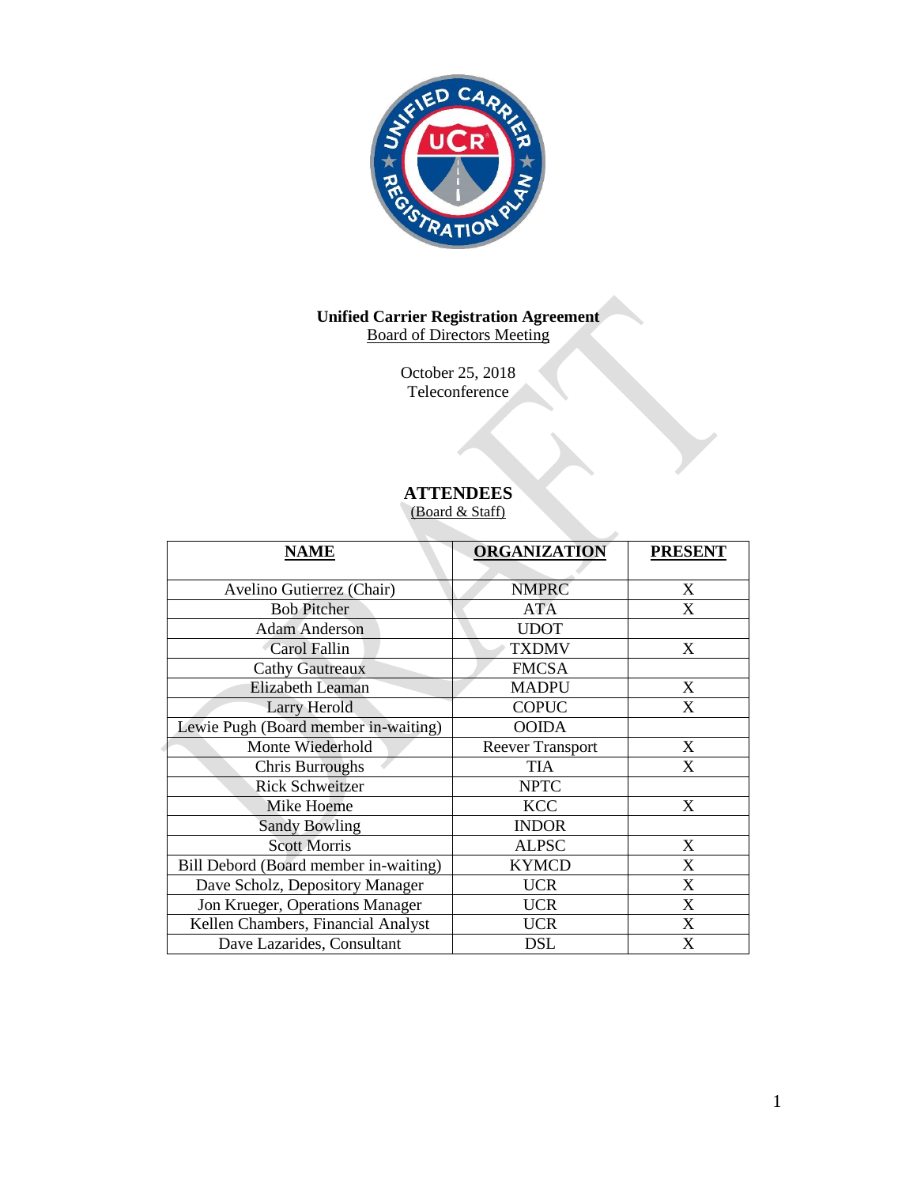**Unified Carrier Registration Agreement**
Board of Directors Meeting

October 25, 2018
Teleconference

## ATTENDEES
(Board & Staff)

| NAME | ORGANIZATION | PRESENT |
|---|---|---|
| Avelino Gutierrez (Chair) | NMPRC | X |
| Bob Pitcher | ATA | X |
| Adam Anderson | UDOT | |
| Carol Fallin | TXDMV | X |
| Cathy Gautreaux | FMCSA | |
| Elizabeth Leaman | MADPU | X |
| Larry Herold | COPUC | X |
| Lewie Pugh (Board member in-waiting) | OOIDA | |
| Monte Wiederhold | Reever Transport | X |
| Chris Burroughs | TIA | X |
| Rick Schweitzer | NPTC | |
| Mike Hoeme | KCC | X |
| Sandy Bowling | INDOR | |
| Scott Morris | ALPSC | X |
| Bill Debord (Board member in-waiting) | KYMCD | X |
| Dave Scholz, Depository Manager | UCR | X |
| Jon Krueger, Operations Manager | UCR | X |
| Kellen Chambers, Financial Analyst | UCR | X |
| Dave Lazarides, Consultant | DSL | X |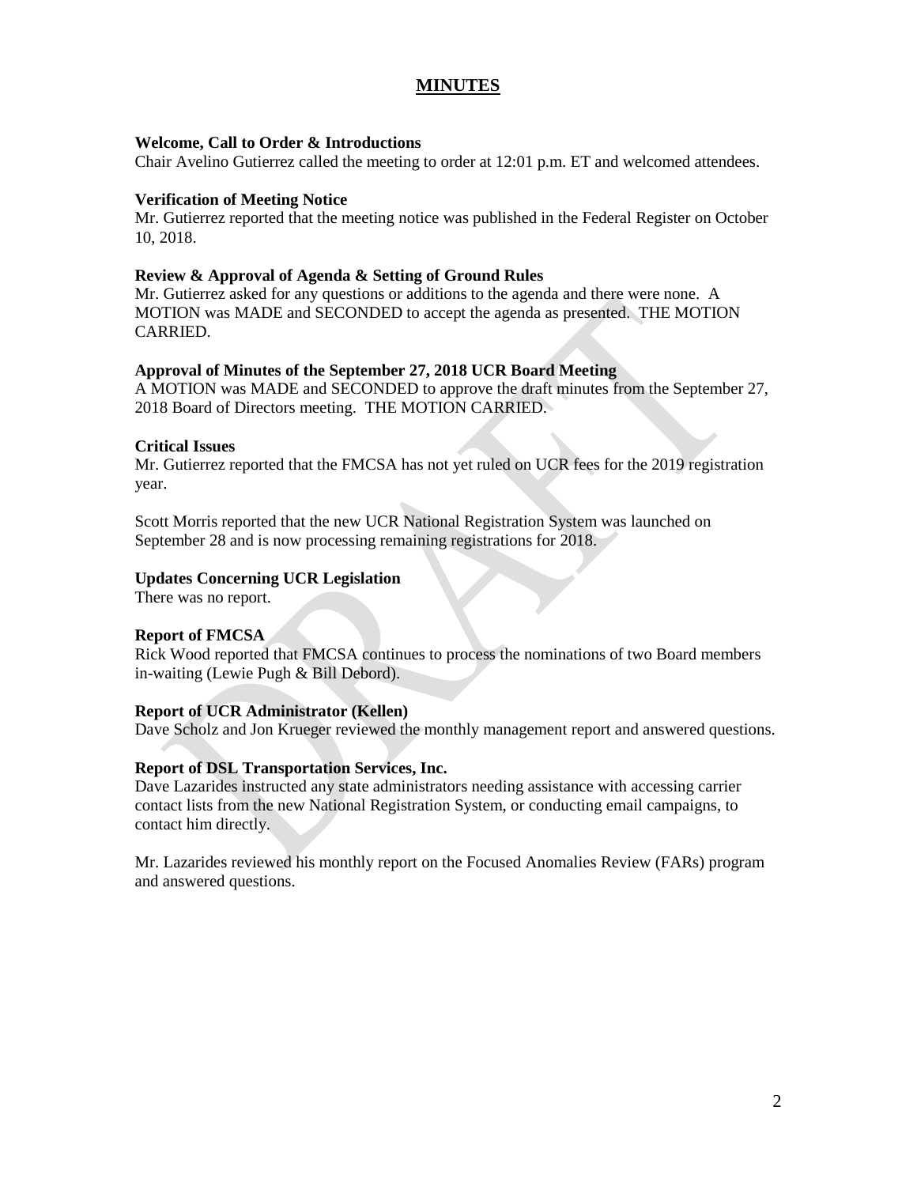# MINUTES

**Welcome, Call to Order & Introductions**

Chair Avelino Gutierrez called the meeting to order at 12:01 p.m. ET and welcomed attendees.

**Verification of Meeting Notice**

Mr. Gutierrez reported that the meeting notice was published in the Federal Register on October 10, 2018.

**Review & Approval of Agenda & Setting of Ground Rules**

Mr. Gutierrez asked for any questions or additions to the agenda and there were none. A MOTION was MADE and SECONDED to accept the agenda as presented. THE MOTION CARRIED.

**Approval of Minutes of the September 27, 2018 UCR Board Meeting**

A MOTION was MADE and SECONDED to approve the draft minutes from the September 27, 2018 Board of Directors meeting. THE MOTION CARRIED.

**Critical Issues**

Mr. Gutierrez reported that the FMCSA has not yet ruled on UCR fees for the 2019 registration year.

Scott Morris reported that the new UCR National Registration System was launched on September 28 and is now processing remaining registrations for 2018.

**Updates Concerning UCR Legislation**

There was no report.

**Report of FMCSA**

Rick Wood reported that FMCSA continues to process the nominations of two Board members in-waiting (Lewie Pugh & Bill Debord).

**Report of UCR Administrator (Kellen)**

Dave Scholz and Jon Krueger reviewed the monthly management report and answered questions.

**Report of DSL Transportation Services, Inc.**

Dave Lazarides instructed any state administrators needing assistance with accessing carrier contact lists from the new National Registration System, or conducting email campaigns, to contact him directly.

Mr. Lazarides reviewed his monthly report on the Focused Anomalies Review (FARs) program and answered questions.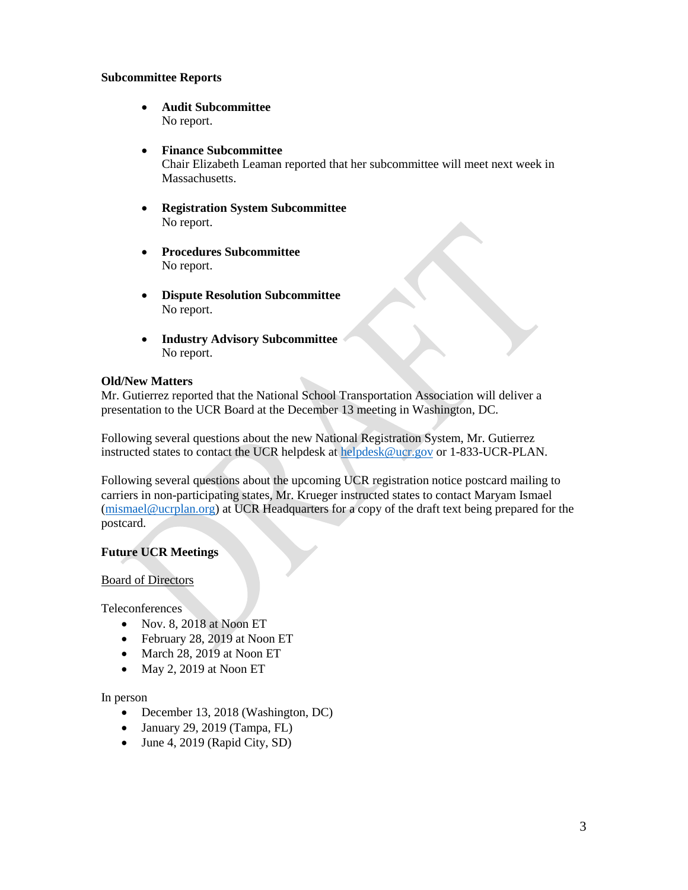**Subcommittee Reports**

- **Audit Subcommittee**
  No report.

- **Finance Subcommittee**
  Chair Elizabeth Leaman reported that her subcommittee will meet next week in Massachusetts.

- **Registration System Subcommittee**
  No report.

- **Procedures Subcommittee**
  No report.

- **Dispute Resolution Subcommittee**
  No report.

- **Industry Advisory Subcommittee**
  No report.

**Old/New Matters**

Mr. Gutierrez reported that the National School Transportation Association will deliver a presentation to the UCR Board at the December 13 meeting in Washington, DC.

Following several questions about the new National Registration System, Mr. Gutierrez instructed states to contact the UCR helpdesk at helpdesk@ucr.gov or 1-833-UCR-PLAN.

Following several questions about the upcoming UCR registration notice postcard mailing to carriers in non-participating states, Mr. Krueger instructed states to contact Maryam Ismael (mismael@ucrplan.org) at UCR Headquarters for a copy of the draft text being prepared for the postcard.

**Future UCR Meetings**

Board of Directors

Teleconferences

- Nov. 8, 2018 at Noon ET
- February 28, 2019 at Noon ET
- March 28, 2019 at Noon ET
- May 2, 2019 at Noon ET

In person

- December 13, 2018 (Washington, DC)
- January 29, 2019 (Tampa, FL)
- June 4, 2019 (Rapid City, SD)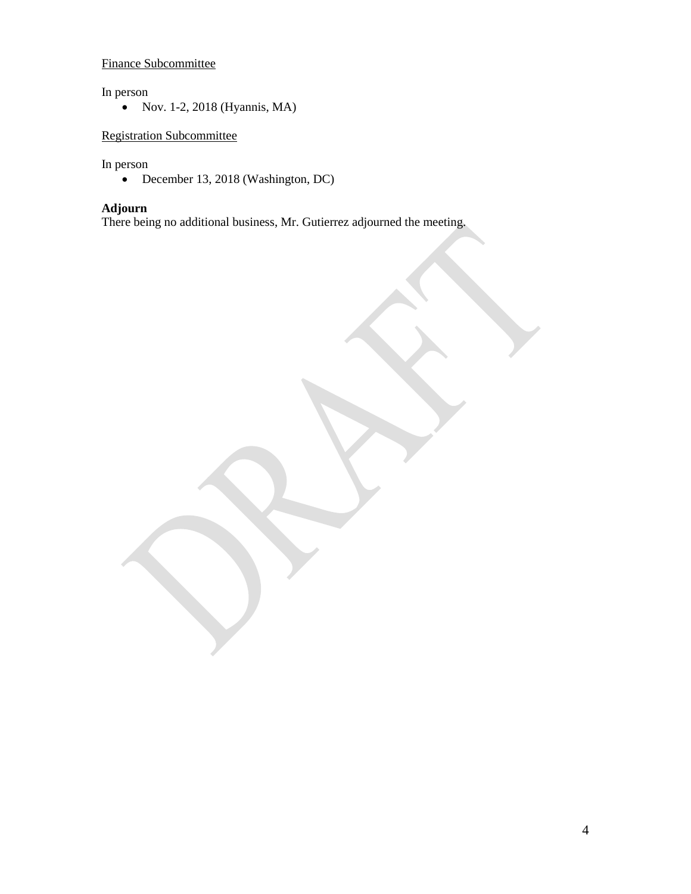Finance Subcommittee

In person

- Nov. 1-2, 2018 (Hyannis, MA)

Registration Subcommittee

In person

- December 13, 2018 (Washington, DC)

**Adjourn**

There being no additional business, Mr. Gutierrez adjourned the meeting.